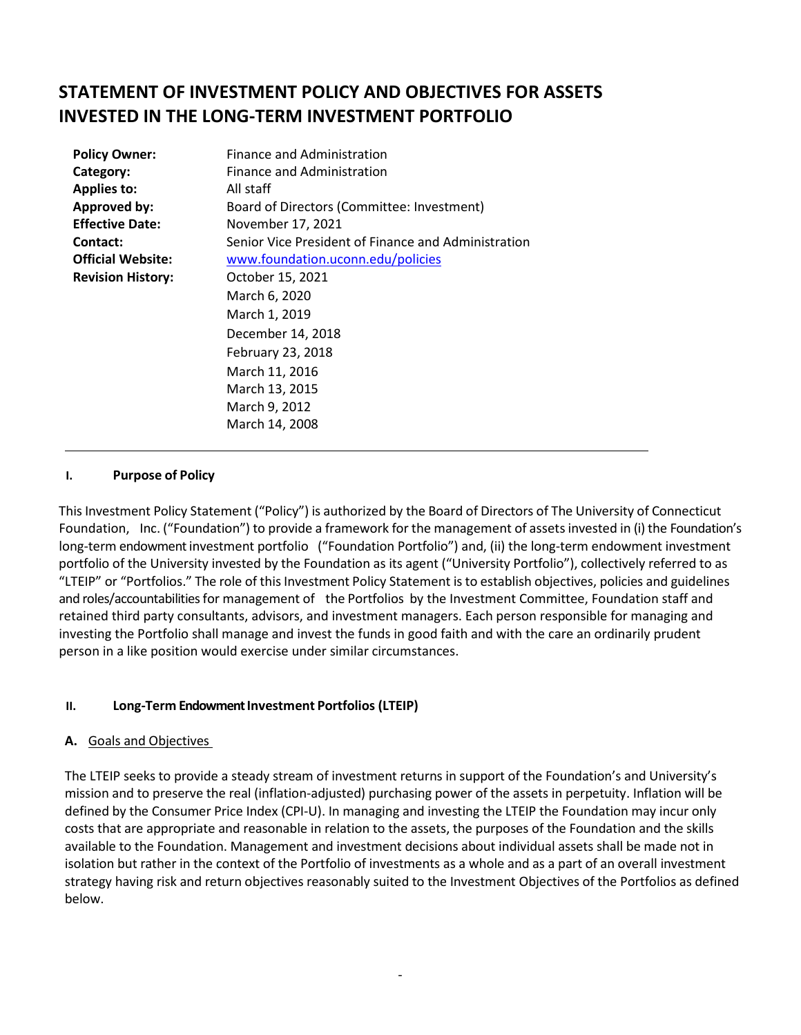# STATEMENT OF INVESTMENT POLICY AND OBJECTIVES FOR ASSETS INVESTED IN THE LONG-TERM INVESTMENT PORTFOLIO

| | |
|---|---|
| **Policy Owner:** | Finance and Administration |
| **Category:** | Finance and Administration |
| **Applies to:** | All staff |
| **Approved by:** | Board of Directors (Committee: Investment) |
| **Effective Date:** | November 17, 2021 |
| **Contact:** | Senior Vice President of Finance and Administration |
| **Official Website:** | [www.foundation.uconn.edu/policies](www.foundation.uconn.edu/policies) |
| **Revision History:** | October 15, 2021<br>March 6, 2020<br>March 1, 2019<br>December 14, 2018<br>February 23, 2018<br>March 11, 2016<br>March 13, 2015<br>March 9, 2012<br>March 14, 2008 |

---

## I. Purpose of Policy

This Investment Policy Statement ("Policy") is authorized by the Board of Directors of The University of Connecticut Foundation, Inc. ("Foundation") to provide a framework for the management of assets invested in (i) the Foundation's long-term endowment investment portfolio ("Foundation Portfolio") and, (ii) the long-term endowment investment portfolio of the University invested by the Foundation as its agent ("University Portfolio"), collectively referred to as "LTEIP" or "Portfolios." The role of this Investment Policy Statement is to establish objectives, policies and guidelines and roles/accountabilities for management of the Portfolios by the Investment Committee, Foundation staff and retained third party consultants, advisors, and investment managers. Each person responsible for managing and investing the Portfolio shall manage and invest the funds in good faith and with the care an ordinarily prudent person in a like position would exercise under similar circumstances.

## II. Long-Term Endowment Investment Portfolios (LTEIP)

### A. Goals and Objectives

The LTEIP seeks to provide a steady stream of investment returns in support of the Foundation's and University's mission and to preserve the real (inflation-adjusted) purchasing power of the assets in perpetuity. Inflation will be defined by the Consumer Price Index (CPI-U). In managing and investing the LTEIP the Foundation may incur only costs that are appropriate and reasonable in relation to the assets, the purposes of the Foundation and the skills available to the Foundation. Management and investment decisions about individual assets shall be made not in isolation but rather in the context of the Portfolio of investments as a whole and as a part of an overall investment strategy having risk and return objectives reasonably suited to the Investment Objectives of the Portfolios as defined below.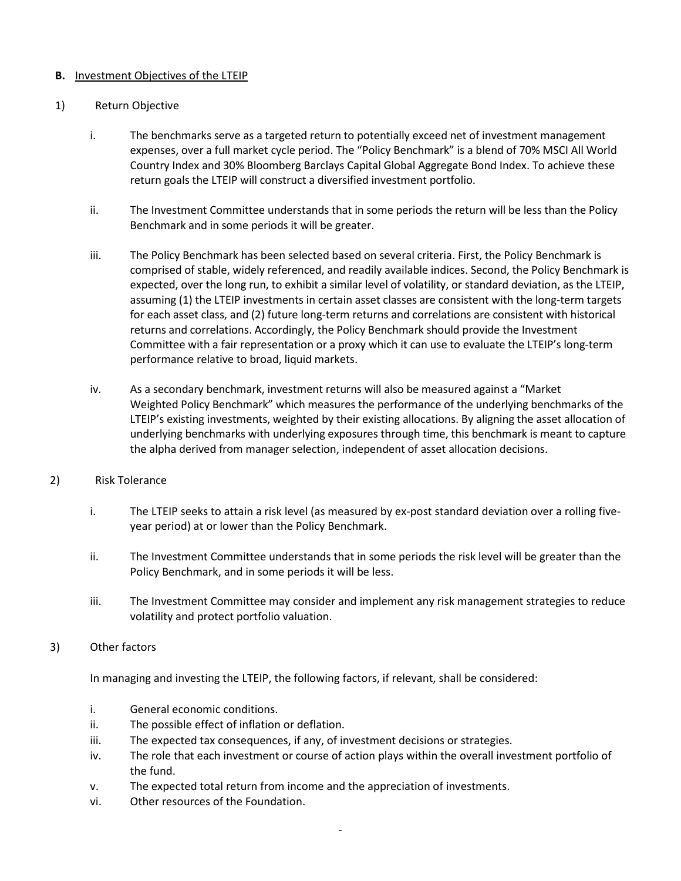**B.** Investment Objectives of the LTEIP

1) Return Objective

   i. The benchmarks serve as a targeted return to potentially exceed net of investment management expenses, over a full market cycle period. The "Policy Benchmark" is a blend of 70% MSCI All World Country Index and 30% Bloomberg Barclays Capital Global Aggregate Bond Index. To achieve these return goals the LTEIP will construct a diversified investment portfolio.

   ii. The Investment Committee understands that in some periods the return will be less than the Policy Benchmark and in some periods it will be greater.

   iii. The Policy Benchmark has been selected based on several criteria. First, the Policy Benchmark is comprised of stable, widely referenced, and readily available indices. Second, the Policy Benchmark is expected, over the long run, to exhibit a similar level of volatility, or standard deviation, as the LTEIP, assuming (1) the LTEIP investments in certain asset classes are consistent with the long-term targets for each asset class, and (2) future long-term returns and correlations are consistent with historical returns and correlations. Accordingly, the Policy Benchmark should provide the Investment Committee with a fair representation or a proxy which it can use to evaluate the LTEIP's long-term performance relative to broad, liquid markets.

   iv. As a secondary benchmark, investment returns will also be measured against a "Market Weighted Policy Benchmark" which measures the performance of the underlying benchmarks of the LTEIP's existing investments, weighted by their existing allocations. By aligning the asset allocation of underlying benchmarks with underlying exposures through time, this benchmark is meant to capture the alpha derived from manager selection, independent of asset allocation decisions.

2) Risk Tolerance

   i. The LTEIP seeks to attain a risk level (as measured by ex-post standard deviation over a rolling five-year period) at or lower than the Policy Benchmark.

   ii. The Investment Committee understands that in some periods the risk level will be greater than the Policy Benchmark, and in some periods it will be less.

   iii. The Investment Committee may consider and implement any risk management strategies to reduce volatility and protect portfolio valuation.

3) Other factors

   In managing and investing the LTEIP, the following factors, if relevant, shall be considered:

   i. General economic conditions.
   ii. The possible effect of inflation or deflation.
   iii. The expected tax consequences, if any, of investment decisions or strategies.
   iv. The role that each investment or course of action plays within the overall investment portfolio of the fund.
   v. The expected total return from income and the appreciation of investments.
   vi. Other resources of the Foundation.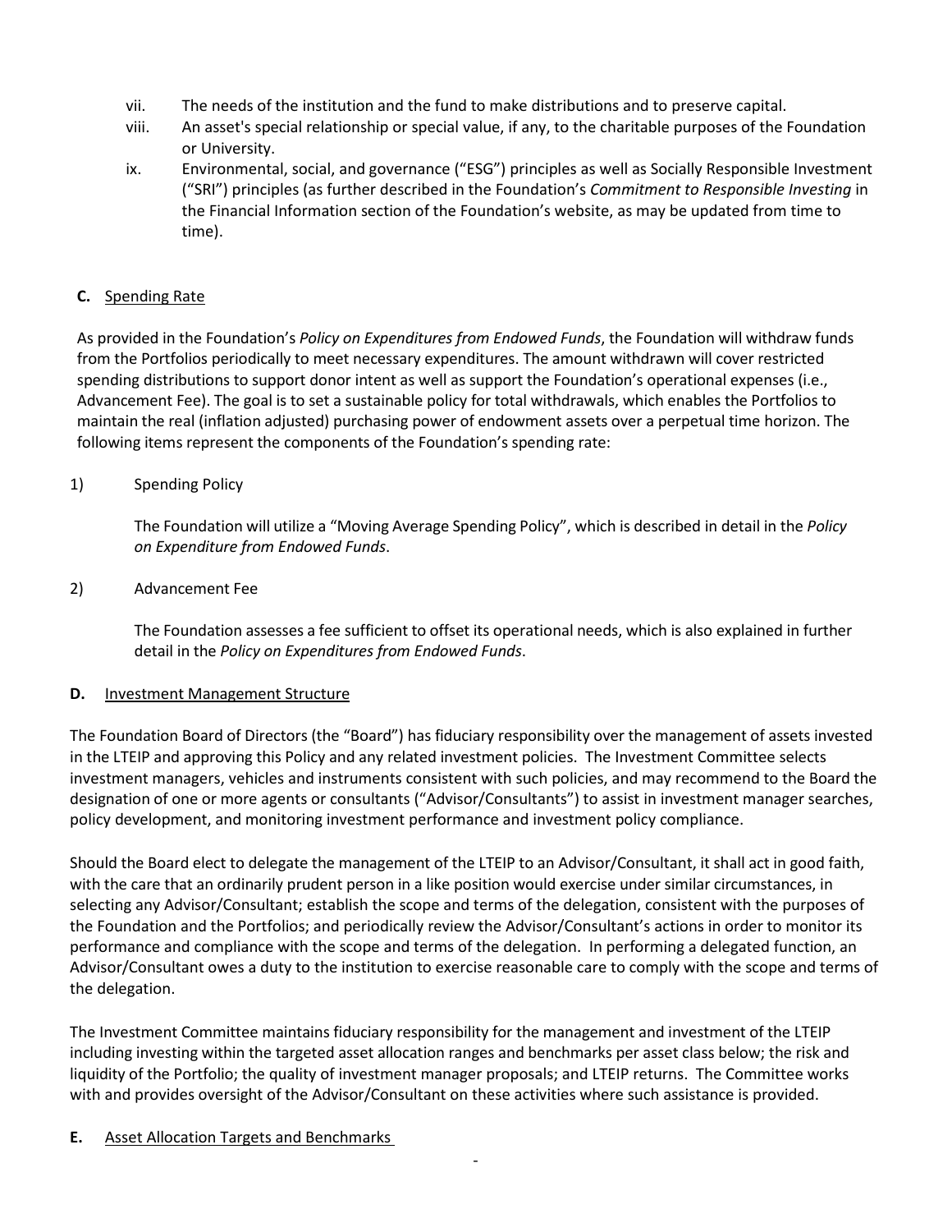vii. The needs of the institution and the fund to make distributions and to preserve capital.

viii. An asset's special relationship or special value, if any, to the charitable purposes of the Foundation or University.

ix. Environmental, social, and governance ("ESG") principles as well as Socially Responsible Investment ("SRI") principles (as further described in the Foundation's *Commitment to Responsible Investing* in the Financial Information section of the Foundation's website, as may be updated from time to time).

**C.** Spending Rate

As provided in the Foundation's *Policy on Expenditures from Endowed Funds*, the Foundation will withdraw funds from the Portfolios periodically to meet necessary expenditures. The amount withdrawn will cover restricted spending distributions to support donor intent as well as support the Foundation's operational expenses (i.e., Advancement Fee). The goal is to set a sustainable policy for total withdrawals, which enables the Portfolios to maintain the real (inflation adjusted) purchasing power of endowment assets over a perpetual time horizon. The following items represent the components of the Foundation's spending rate:

1) Spending Policy

The Foundation will utilize a "Moving Average Spending Policy", which is described in detail in the *Policy on Expenditure from Endowed Funds*.

2) Advancement Fee

The Foundation assesses a fee sufficient to offset its operational needs, which is also explained in further detail in the *Policy on Expenditures from Endowed Funds*.

**D.** Investment Management Structure

The Foundation Board of Directors (the "Board") has fiduciary responsibility over the management of assets invested in the LTEIP and approving this Policy and any related investment policies. The Investment Committee selects investment managers, vehicles and instruments consistent with such policies, and may recommend to the Board the designation of one or more agents or consultants ("Advisor/Consultants") to assist in investment manager searches, policy development, and monitoring investment performance and investment policy compliance.

Should the Board elect to delegate the management of the LTEIP to an Advisor/Consultant, it shall act in good faith, with the care that an ordinarily prudent person in a like position would exercise under similar circumstances, in selecting any Advisor/Consultant; establish the scope and terms of the delegation, consistent with the purposes of the Foundation and the Portfolios; and periodically review the Advisor/Consultant's actions in order to monitor its performance and compliance with the scope and terms of the delegation. In performing a delegated function, an Advisor/Consultant owes a duty to the institution to exercise reasonable care to comply with the scope and terms of the delegation.

The Investment Committee maintains fiduciary responsibility for the management and investment of the LTEIP including investing within the targeted asset allocation ranges and benchmarks per asset class below; the risk and liquidity of the Portfolio; the quality of investment manager proposals; and LTEIP returns. The Committee works with and provides oversight of the Advisor/Consultant on these activities where such assistance is provided.

**E.** Asset Allocation Targets and Benchmarks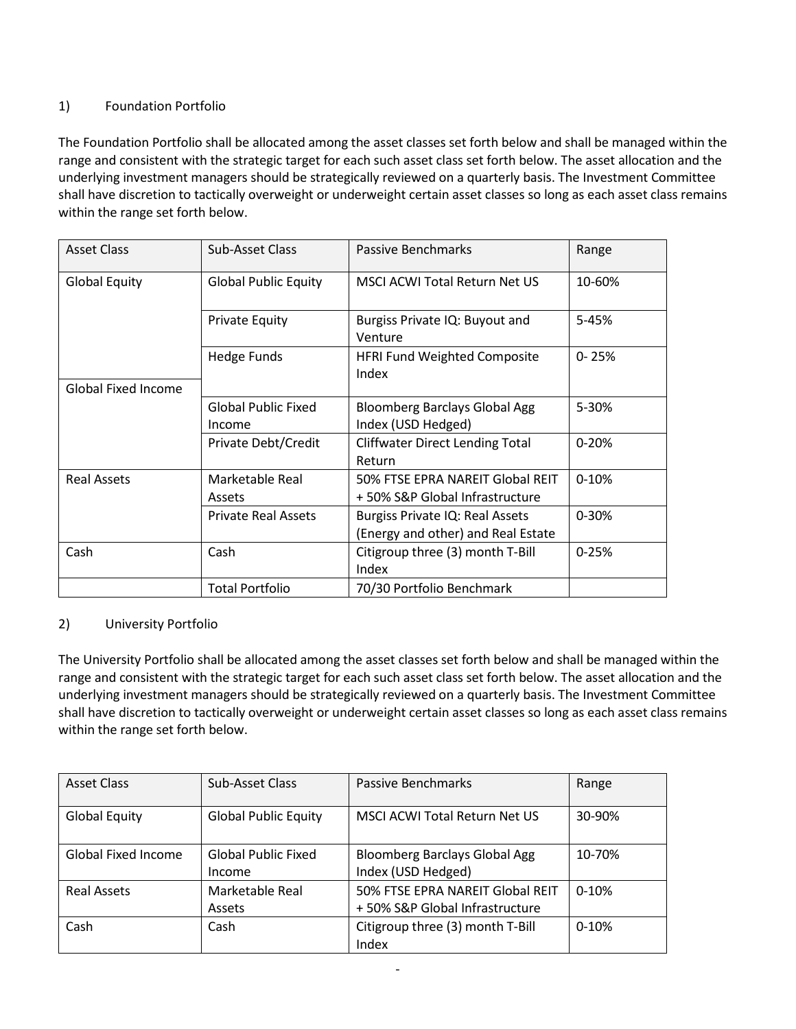1) Foundation Portfolio

The Foundation Portfolio shall be allocated among the asset classes set forth below and shall be managed within the range and consistent with the strategic target for each such asset class set forth below. The asset allocation and the underlying investment managers should be strategically reviewed on a quarterly basis. The Investment Committee shall have discretion to tactically overweight or underweight certain asset classes so long as each asset class remains within the range set forth below.

| Asset Class | Sub-Asset Class | Passive Benchmarks | Range |
|---|---|---|---|
| Global Equity | Global Public Equity | MSCI ACWI Total Return Net US | 10-60% |
| | Private Equity | Burgiss Private IQ: Buyout and Venture | 5-45% |
| | Hedge Funds | HFRI Fund Weighted Composite Index | 0- 25% |
| Global Fixed Income | | | |
| | Global Public Fixed Income | Bloomberg Barclays Global Agg Index (USD Hedged) | 5-30% |
| | Private Debt/Credit | Cliffwater Direct Lending Total Return | 0-20% |
| Real Assets | Marketable Real Assets | 50% FTSE EPRA NAREIT Global REIT + 50% S&P Global Infrastructure | 0-10% |
| | Private Real Assets | Burgiss Private IQ: Real Assets (Energy and other) and Real Estate | 0-30% |
| Cash | Cash | Citigroup three (3) month T-Bill Index | 0-25% |
| | Total Portfolio | 70/30 Portfolio Benchmark | |

2) University Portfolio

The University Portfolio shall be allocated among the asset classes set forth below and shall be managed within the range and consistent with the strategic target for each such asset class set forth below. The asset allocation and the underlying investment managers should be strategically reviewed on a quarterly basis. The Investment Committee shall have discretion to tactically overweight or underweight certain asset classes so long as each asset class remains within the range set forth below.

| Asset Class | Sub-Asset Class | Passive Benchmarks | Range |
|---|---|---|---|
| Global Equity | Global Public Equity | MSCI ACWI Total Return Net US | 30-90% |
| Global Fixed Income | Global Public Fixed Income | Bloomberg Barclays Global Agg Index (USD Hedged) | 10-70% |
| Real Assets | Marketable Real Assets | 50% FTSE EPRA NAREIT Global REIT + 50% S&P Global Infrastructure | 0-10% |
| Cash | Cash | Citigroup three (3) month T-Bill Index | 0-10% |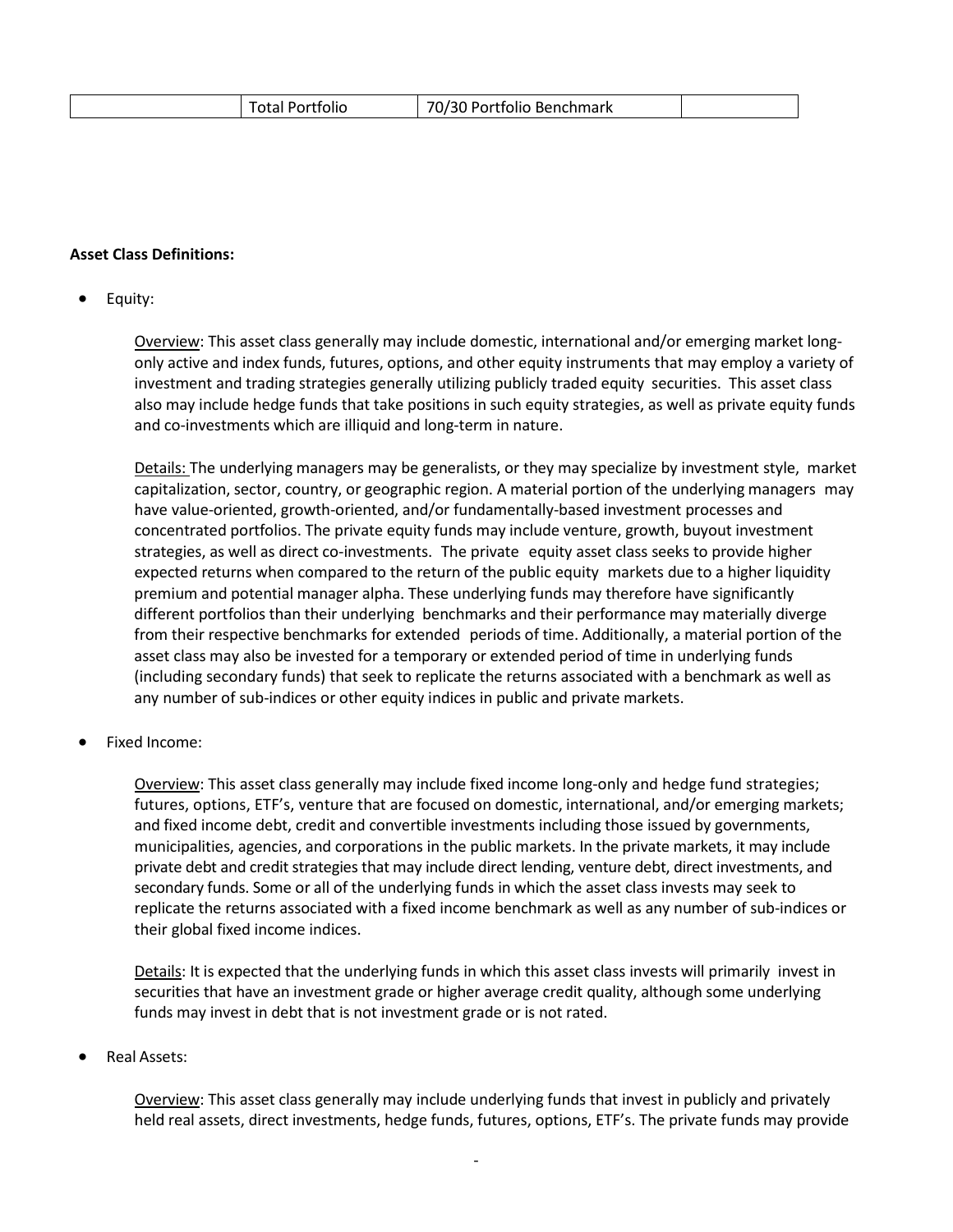| | Total Portfolio | 70/30 Portfolio Benchmark | |
|---|---|---|---|

**Asset Class Definitions:**

- Equity:

  Overview: This asset class generally may include domestic, international and/or emerging market long-only active and index funds, futures, options, and other equity instruments that may employ a variety of investment and trading strategies generally utilizing publicly traded equity securities. This asset class also may include hedge funds that take positions in such equity strategies, as well as private equity funds and co-investments which are illiquid and long-term in nature.

  Details: The underlying managers may be generalists, or they may specialize by investment style, market capitalization, sector, country, or geographic region. A material portion of the underlying managers may have value-oriented, growth-oriented, and/or fundamentally-based investment processes and concentrated portfolios. The private equity funds may include venture, growth, buyout investment strategies, as well as direct co-investments. The private equity asset class seeks to provide higher expected returns when compared to the return of the public equity markets due to a higher liquidity premium and potential manager alpha. These underlying funds may therefore have significantly different portfolios than their underlying benchmarks and their performance may materially diverge from their respective benchmarks for extended periods of time. Additionally, a material portion of the asset class may also be invested for a temporary or extended period of time in underlying funds (including secondary funds) that seek to replicate the returns associated with a benchmark as well as any number of sub-indices or other equity indices in public and private markets.

- Fixed Income:

  Overview: This asset class generally may include fixed income long-only and hedge fund strategies; futures, options, ETF's, venture that are focused on domestic, international, and/or emerging markets; and fixed income debt, credit and convertible investments including those issued by governments, municipalities, agencies, and corporations in the public markets. In the private markets, it may include private debt and credit strategies that may include direct lending, venture debt, direct investments, and secondary funds. Some or all of the underlying funds in which the asset class invests may seek to replicate the returns associated with a fixed income benchmark as well as any number of sub-indices or their global fixed income indices.

  Details: It is expected that the underlying funds in which this asset class invests will primarily invest in securities that have an investment grade or higher average credit quality, although some underlying funds may invest in debt that is not investment grade or is not rated.

- Real Assets:

  Overview: This asset class generally may include underlying funds that invest in publicly and privately held real assets, direct investments, hedge funds, futures, options, ETF's. The private funds may provide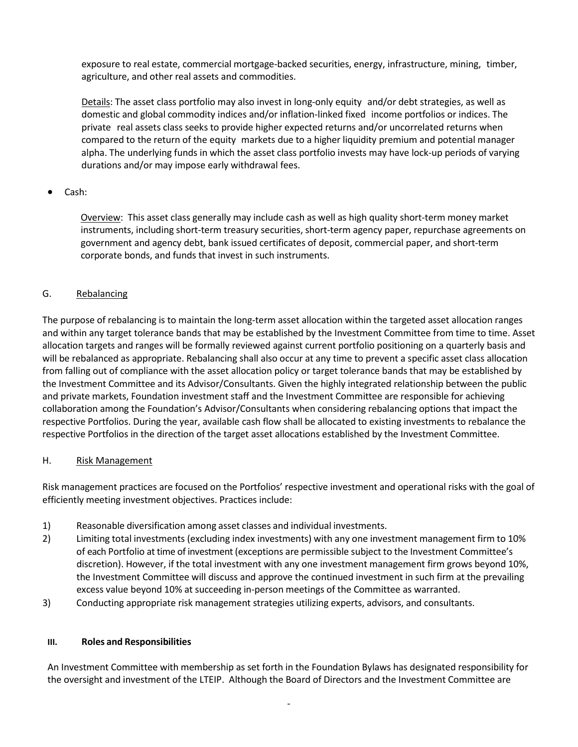exposure to real estate, commercial mortgage-backed securities, energy, infrastructure, mining, timber, agriculture, and other real assets and commodities.

<u>Details</u>: The asset class portfolio may also invest in long-only equity and/or debt strategies, as well as domestic and global commodity indices and/or inflation-linked fixed income portfolios or indices. The private real assets class seeks to provide higher expected returns and/or uncorrelated returns when compared to the return of the equity markets due to a higher liquidity premium and potential manager alpha. The underlying funds in which the asset class portfolio invests may have lock-up periods of varying durations and/or may impose early withdrawal fees.

- Cash:

  <u>Overview</u>: This asset class generally may include cash as well as high quality short-term money market instruments, including short-term treasury securities, short-term agency paper, repurchase agreements on government and agency debt, bank issued certificates of deposit, commercial paper, and short-term corporate bonds, and funds that invest in such instruments.

### G. <u>Rebalancing</u>

The purpose of rebalancing is to maintain the long-term asset allocation within the targeted asset allocation ranges and within any target tolerance bands that may be established by the Investment Committee from time to time. Asset allocation targets and ranges will be formally reviewed against current portfolio positioning on a quarterly basis and will be rebalanced as appropriate. Rebalancing shall also occur at any time to prevent a specific asset class allocation from falling out of compliance with the asset allocation policy or target tolerance bands that may be established by the Investment Committee and its Advisor/Consultants. Given the highly integrated relationship between the public and private markets, Foundation investment staff and the Investment Committee are responsible for achieving collaboration among the Foundation's Advisor/Consultants when considering rebalancing options that impact the respective Portfolios. During the year, available cash flow shall be allocated to existing investments to rebalance the respective Portfolios in the direction of the target asset allocations established by the Investment Committee.

### H. <u>Risk Management</u>

Risk management practices are focused on the Portfolios' respective investment and operational risks with the goal of efficiently meeting investment objectives. Practices include:

1) Reasonable diversification among asset classes and individual investments.
2) Limiting total investments (excluding index investments) with any one investment management firm to 10% of each Portfolio at time of investment (exceptions are permissible subject to the Investment Committee's discretion). However, if the total investment with any one investment management firm grows beyond 10%, the Investment Committee will discuss and approve the continued investment in such firm at the prevailing excess value beyond 10% at succeeding in-person meetings of the Committee as warranted.
3) Conducting appropriate risk management strategies utilizing experts, advisors, and consultants.

## III. Roles and Responsibilities

An Investment Committee with membership as set forth in the Foundation Bylaws has designated responsibility for the oversight and investment of the LTEIP. Although the Board of Directors and the Investment Committee are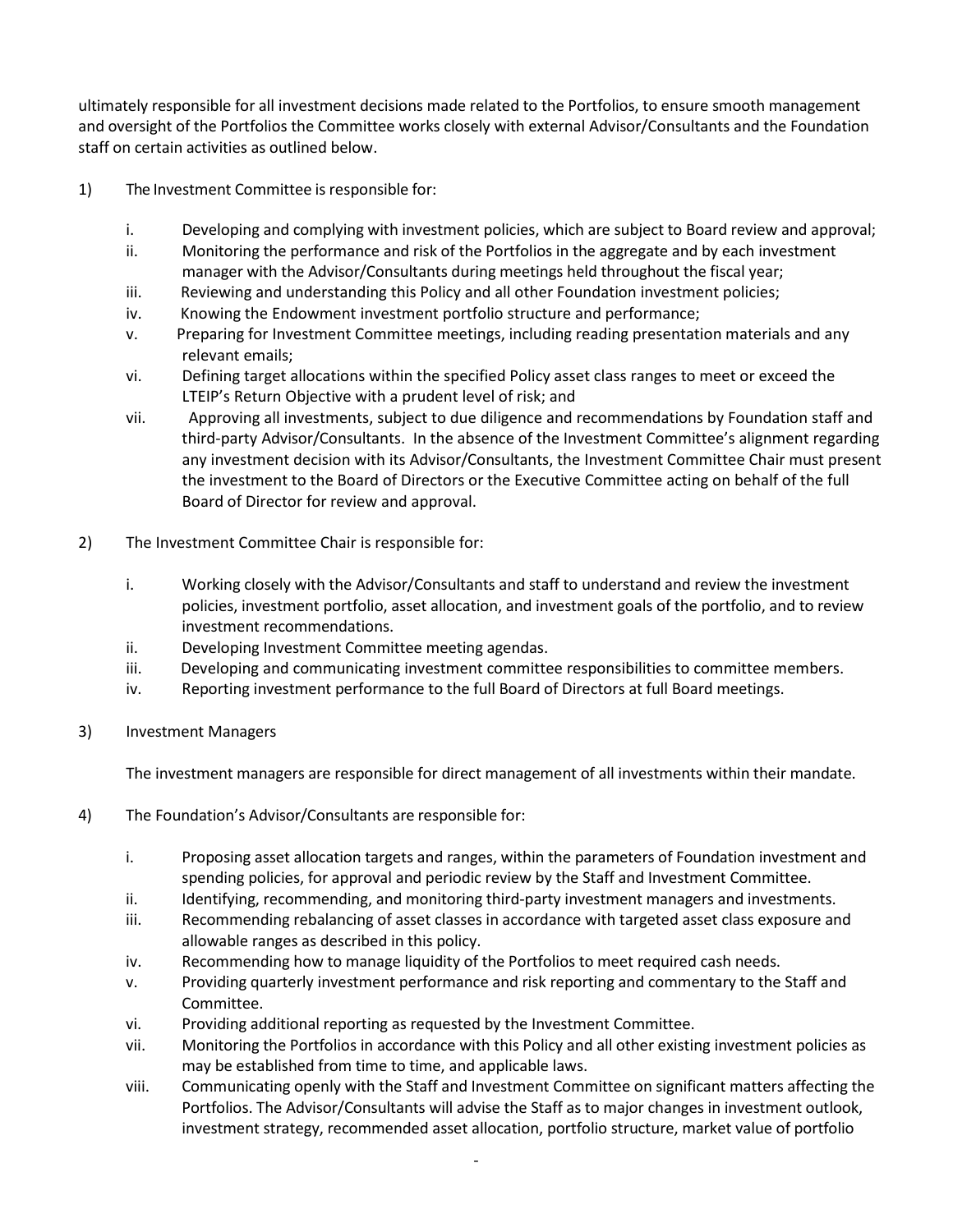ultimately responsible for all investment decisions made related to the Portfolios, to ensure smooth management and oversight of the Portfolios the Committee works closely with external Advisor/Consultants and the Foundation staff on certain activities as outlined below.

1) The Investment Committee is responsible for:

    i. Developing and complying with investment policies, which are subject to Board review and approval;
    ii. Monitoring the performance and risk of the Portfolios in the aggregate and by each investment manager with the Advisor/Consultants during meetings held throughout the fiscal year;
    iii. Reviewing and understanding this Policy and all other Foundation investment policies;
    iv. Knowing the Endowment investment portfolio structure and performance;
    v. Preparing for Investment Committee meetings, including reading presentation materials and any relevant emails;
    vi. Defining target allocations within the specified Policy asset class ranges to meet or exceed the LTEIP's Return Objective with a prudent level of risk; and
    vii. Approving all investments, subject to due diligence and recommendations by Foundation staff and third-party Advisor/Consultants. In the absence of the Investment Committee's alignment regarding any investment decision with its Advisor/Consultants, the Investment Committee Chair must present the investment to the Board of Directors or the Executive Committee acting on behalf of the full Board of Director for review and approval.

2) The Investment Committee Chair is responsible for:

    i. Working closely with the Advisor/Consultants and staff to understand and review the investment policies, investment portfolio, asset allocation, and investment goals of the portfolio, and to review investment recommendations.
    ii. Developing Investment Committee meeting agendas.
    iii. Developing and communicating investment committee responsibilities to committee members.
    iv. Reporting investment performance to the full Board of Directors at full Board meetings.

3) Investment Managers

    The investment managers are responsible for direct management of all investments within their mandate.

4) The Foundation's Advisor/Consultants are responsible for:

    i. Proposing asset allocation targets and ranges, within the parameters of Foundation investment and spending policies, for approval and periodic review by the Staff and Investment Committee.
    ii. Identifying, recommending, and monitoring third-party investment managers and investments.
    iii. Recommending rebalancing of asset classes in accordance with targeted asset class exposure and allowable ranges as described in this policy.
    iv. Recommending how to manage liquidity of the Portfolios to meet required cash needs.
    v. Providing quarterly investment performance and risk reporting and commentary to the Staff and Committee.
    vi. Providing additional reporting as requested by the Investment Committee.
    vii. Monitoring the Portfolios in accordance with this Policy and all other existing investment policies as may be established from time to time, and applicable laws.
    viii. Communicating openly with the Staff and Investment Committee on significant matters affecting the Portfolios. The Advisor/Consultants will advise the Staff as to major changes in investment outlook, investment strategy, recommended asset allocation, portfolio structure, market value of portfolio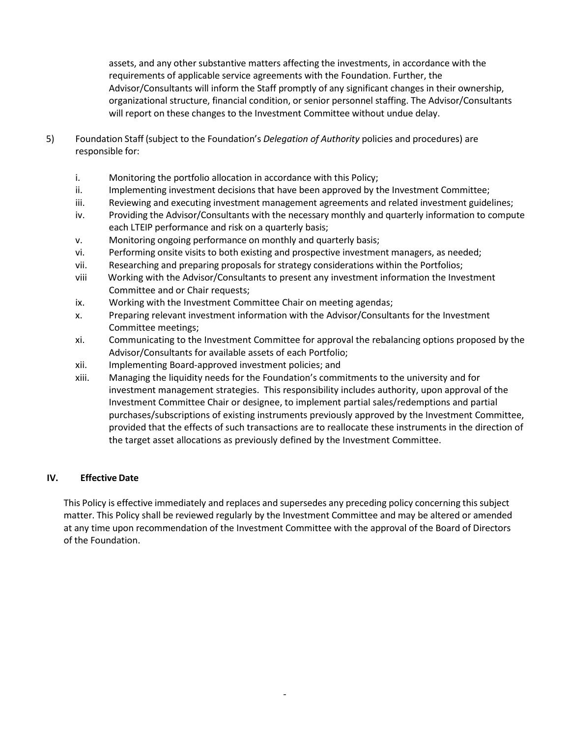assets, and any other substantive matters affecting the investments, in accordance with the requirements of applicable service agreements with the Foundation. Further, the Advisor/Consultants will inform the Staff promptly of any significant changes in their ownership, organizational structure, financial condition, or senior personnel staffing. The Advisor/Consultants will report on these changes to the Investment Committee without undue delay.

5) Foundation Staff (subject to the Foundation's *Delegation of Authority* policies and procedures) are responsible for:

   i. Monitoring the portfolio allocation in accordance with this Policy;
   ii. Implementing investment decisions that have been approved by the Investment Committee;
   iii. Reviewing and executing investment management agreements and related investment guidelines;
   iv. Providing the Advisor/Consultants with the necessary monthly and quarterly information to compute each LTEIP performance and risk on a quarterly basis;
   v. Monitoring ongoing performance on monthly and quarterly basis;
   vi. Performing onsite visits to both existing and prospective investment managers, as needed;
   vii. Researching and preparing proposals for strategy considerations within the Portfolios;
   viii Working with the Advisor/Consultants to present any investment information the Investment Committee and or Chair requests;
   ix. Working with the Investment Committee Chair on meeting agendas;
   x. Preparing relevant investment information with the Advisor/Consultants for the Investment Committee meetings;
   xi. Communicating to the Investment Committee for approval the rebalancing options proposed by the Advisor/Consultants for available assets of each Portfolio;
   xii. Implementing Board-approved investment policies; and
   xiii. Managing the liquidity needs for the Foundation's commitments to the university and for investment management strategies. This responsibility includes authority, upon approval of the Investment Committee Chair or designee, to implement partial sales/redemptions and partial purchases/subscriptions of existing instruments previously approved by the Investment Committee, provided that the effects of such transactions are to reallocate these instruments in the direction of the target asset allocations as previously defined by the Investment Committee.

## IV. Effective Date

This Policy is effective immediately and replaces and supersedes any preceding policy concerning this subject matter. This Policy shall be reviewed regularly by the Investment Committee and may be altered or amended at any time upon recommendation of the Investment Committee with the approval of the Board of Directors of the Foundation.